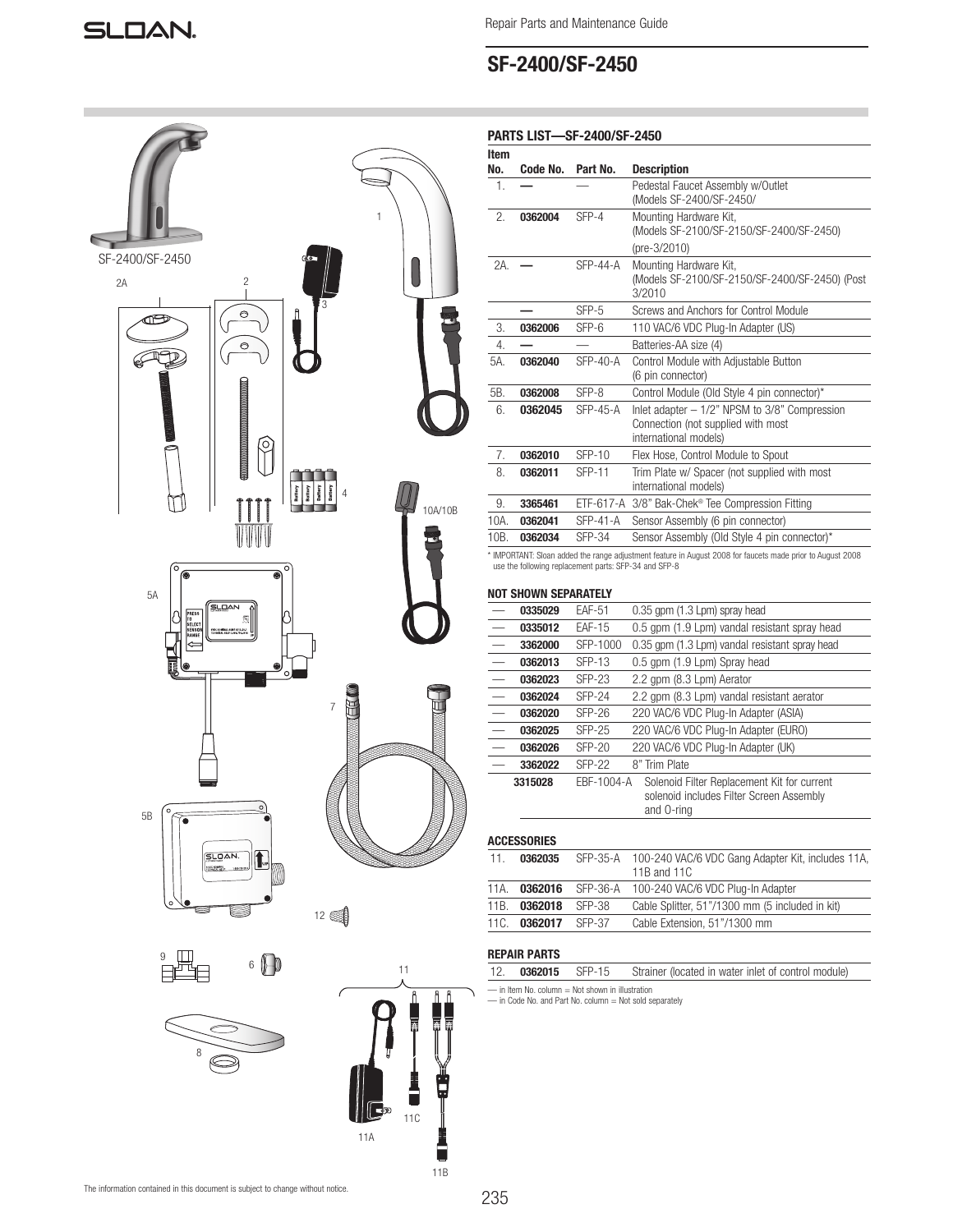SLOAN.

Repair Parts and Maintenance Guide

# SF-2400/SF-2450

## PARTS LIST—SF-2400/SF-2450

| Item No. | Code No. | Part No. | Description |
|---|---|---|---|
| 1. | — | — | Pedestal Faucet Assembly w/Outlet (Models SF-2400/SF-2450/ |
| 2. | 0362004 | SFP-4 | Mounting Hardware Kit, (Models SF-2100/SF-2150/SF-2400/SF-2450) (pre-3/2010) |
| 2A. | — | SFP-44-A | Mounting Hardware Kit, (Models SF-2100/SF-2150/SF-2400/SF-2450) (Post 3/2010 |
| | — | SFP-5 | Screws and Anchors for Control Module |
| 3. | 0362006 | SFP-6 | 110 VAC/6 VDC Plug-In Adapter (US) |
| 4. | — | — | Batteries-AA size (4) |
| 5A. | 0362040 | SFP-40-A | Control Module with Adjustable Button (6 pin connector) |
| 5B. | 0362008 | SFP-8 | Control Module (Old Style 4 pin connector)* |
| 6. | 0362045 | SFP-45-A | Inlet adapter – 1/2" NPSM to 3/8" Compression Connection (not supplied with most international models) |
| 7. | 0362010 | SFP-10 | Flex Hose, Control Module to Spout |
| 8. | 0362011 | SFP-11 | Trim Plate w/ Spacer (not supplied with most international models) |
| 9. | 3365461 | ETF-617-A | 3/8" Bak-Chek® Tee Compression Fitting |
| 10A. | 0362041 | SFP-41-A | Sensor Assembly (6 pin connector) |
| 10B. | 0362034 | SFP-34 | Sensor Assembly (Old Style 4 pin connector)* |

* IMPORTANT: Sloan added the range adjustment feature in August 2008 for faucets made prior to August 2008 use the following replacement parts: SFP-34 and SFP-8

## NOT SHOWN SEPARATELY

| Item No. | Code No. | Part No. | Description |
|---|---|---|---|
| — | 0335029 | EAF-51 | 0.35 gpm (1.3 Lpm) spray head |
| — | 0335012 | EAF-15 | 0.5 gpm (1.9 Lpm) vandal resistant spray head |
| — | 3362000 | SFP-1000 | 0.35 gpm (1.3 Lpm) vandal resistant spray head |
| — | 0362013 | SFP-13 | 0.5 gpm (1.9 Lpm) Spray head |
| — | 0362023 | SFP-23 | 2.2 gpm (8.3 Lpm) Aerator |
| — | 0362024 | SFP-24 | 2.2 gpm (8.3 Lpm) vandal resistant aerator |
| — | 0362020 | SFP-26 | 220 VAC/6 VDC Plug-In Adapter (ASIA) |
| — | 0362025 | SFP-25 | 220 VAC/6 VDC Plug-In Adapter (EURO) |
| — | 0362026 | SFP-20 | 220 VAC/6 VDC Plug-In Adapter (UK) |
| — | 3362022 | SFP-22 | 8" Trim Plate |
| | 3315028 | EBF-1004-A | Solenoid Filter Replacement Kit for current solenoid includes Filter Screen Assembly and O-ring |

## ACCESSORIES

| Item No. | Code No. | Part No. | Description |
|---|---|---|---|
| 11. | 0362035 | SFP-35-A | 100-240 VAC/6 VDC Gang Adapter Kit, includes 11A, 11B and 11C |
| 11A. | 0362016 | SFP-36-A | 100-240 VAC/6 VDC Plug-In Adapter |
| 11B. | 0362018 | SFP-38 | Cable Splitter, 51"/1300 mm (5 included in kit) |
| 11C. | 0362017 | SFP-37 | Cable Extension, 51"/1300 mm |

## REPAIR PARTS

| Item No. | Code No. | Part No. | Description |
|---|---|---|---|
| 12. | 0362015 | SFP-15 | Strainer (located in water inlet of control module) |

— in Item No. column = Not shown in illustration
— in Code No. and Part No. column = Not sold separately

The information contained in this document is subject to change without notice.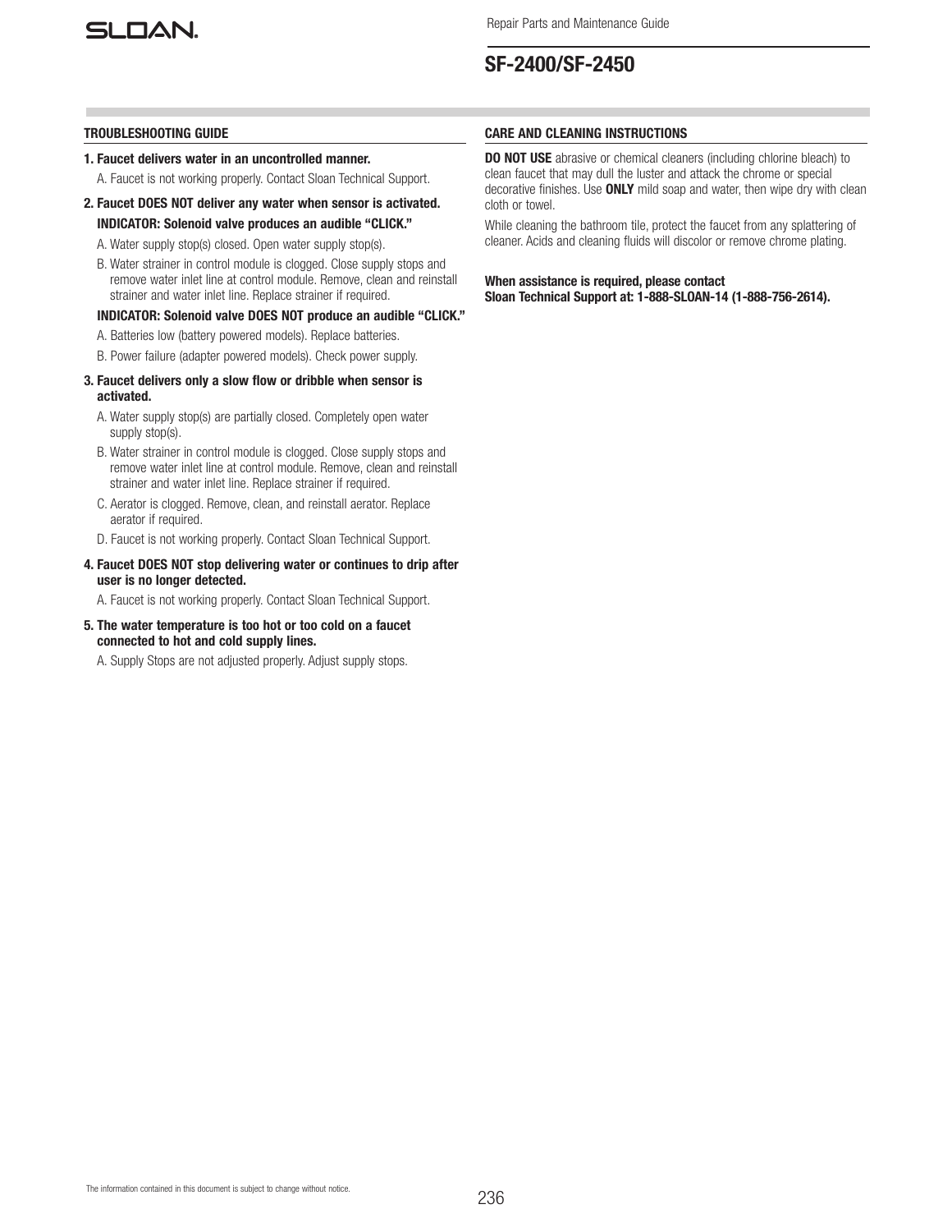# SF-2400/SF-2450

## TROUBLESHOOTING GUIDE

**1. Faucet delivers water in an uncontrolled manner.**

A. Faucet is not working properly. Contact Sloan Technical Support.

**2. Faucet DOES NOT deliver any water when sensor is activated.**

**INDICATOR: Solenoid valve produces an audible "CLICK."**

A. Water supply stop(s) closed. Open water supply stop(s).

B. Water strainer in control module is clogged. Close supply stops and remove water inlet line at control module. Remove, clean and reinstall strainer and water inlet line. Replace strainer if required.

**INDICATOR: Solenoid valve DOES NOT produce an audible "CLICK."**

A. Batteries low (battery powered models). Replace batteries.

B. Power failure (adapter powered models). Check power supply.

**3. Faucet delivers only a slow flow or dribble when sensor is activated.**

A. Water supply stop(s) are partially closed. Completely open water supply stop(s).

B. Water strainer in control module is clogged. Close supply stops and remove water inlet line at control module. Remove, clean and reinstall strainer and water inlet line. Replace strainer if required.

C. Aerator is clogged. Remove, clean, and reinstall aerator. Replace aerator if required.

D. Faucet is not working properly. Contact Sloan Technical Support.

**4. Faucet DOES NOT stop delivering water or continues to drip after user is no longer detected.**

A. Faucet is not working properly. Contact Sloan Technical Support.

**5. The water temperature is too hot or too cold on a faucet connected to hot and cold supply lines.**

A. Supply Stops are not adjusted properly. Adjust supply stops.

## CARE AND CLEANING INSTRUCTIONS

**DO NOT USE** abrasive or chemical cleaners (including chlorine bleach) to clean faucet that may dull the luster and attack the chrome or special decorative finishes. Use **ONLY** mild soap and water, then wipe dry with clean cloth or towel.

While cleaning the bathroom tile, protect the faucet from any splattering of cleaner. Acids and cleaning fluids will discolor or remove chrome plating.

**When assistance is required, please contact**
**Sloan Technical Support at: 1-888-SLOAN-14 (1-888-756-2614).**

The information contained in this document is subject to change without notice.